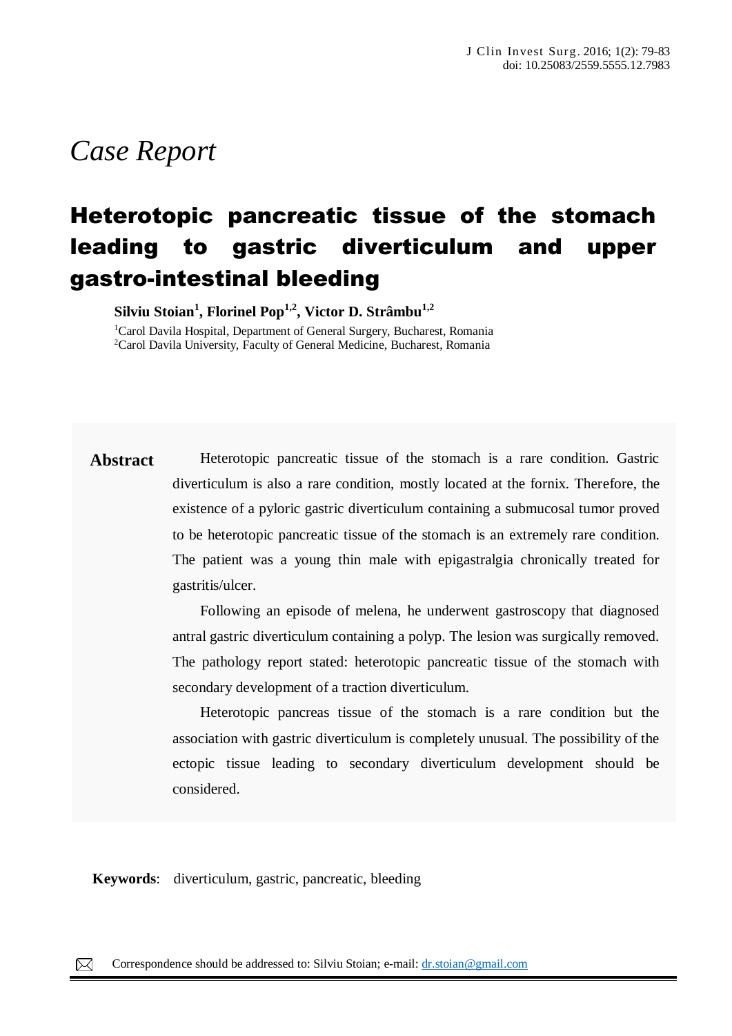*Case Report*

# Heterotopic pancreatic tissue of the stomach leading to gastric diverticulum and upper gastro-intestinal bleeding

**Silviu Stoian[1], Florinel Pop[1,2], Victor D. Strâmbu[1,2]**

[1]Carol Davila Hospital, Department of General Surgery, Bucharest, Romania
[2]Carol Davila University, Faculty of General Medicine, Bucharest, Romania

**Abstract**

Heterotopic pancreatic tissue of the stomach is a rare condition. Gastric diverticulum is also a rare condition, mostly located at the fornix. Therefore, the existence of a pyloric gastric diverticulum containing a submucosal tumor proved to be heterotopic pancreatic tissue of the stomach is an extremely rare condition. The patient was a young thin male with epigastralgia chronically treated for gastritis/ulcer.

Following an episode of melena, he underwent gastroscopy that diagnosed antral gastric diverticulum containing a polyp. The lesion was surgically removed. The pathology report stated: heterotopic pancreatic tissue of the stomach with secondary development of a traction diverticulum.

Heterotopic pancreas tissue of the stomach is a rare condition but the association with gastric diverticulum is completely unusual. The possibility of the ectopic tissue leading to secondary diverticulum development should be considered.

**Keywords**: diverticulum, gastric, pancreatic, bleeding

Correspondence should be addressed to: Silviu Stoian; e-mail: dr.stoian@gmail.com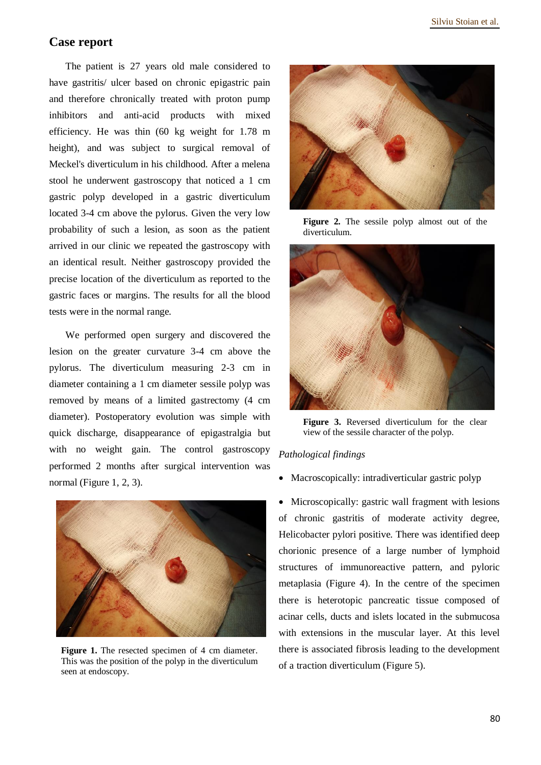## Case report

The patient is 27 years old male considered to have gastritis/ ulcer based on chronic epigastric pain and therefore chronically treated with proton pump inhibitors and anti-acid products with mixed efficiency. He was thin (60 kg weight for 1.78 m height), and was subject to surgical removal of Meckel's diverticulum in his childhood. After a melena stool he underwent gastroscopy that noticed a 1 cm gastric polyp developed in a gastric diverticulum located 3-4 cm above the pylorus. Given the very low probability of such a lesion, as soon as the patient arrived in our clinic we repeated the gastroscopy with an identical result. Neither gastroscopy provided the precise location of the diverticulum as reported to the gastric faces or margins. The results for all the blood tests were in the normal range.

We performed open surgery and discovered the lesion on the greater curvature 3-4 cm above the pylorus. The diverticulum measuring 2-3 cm in diameter containing a 1 cm diameter sessile polyp was removed by means of a limited gastrectomy (4 cm diameter). Postoperatory evolution was simple with quick discharge, disappearance of epigastralgia but with no weight gain. The control gastroscopy performed 2 months after surgical intervention was normal (Figure 1, 2, 3).

**Figure 1.** The resected specimen of 4 cm diameter. This was the position of the polyp in the diverticulum seen at endoscopy.

**Figure 2.** The sessile polyp almost out of the diverticulum.

**Figure 3.** Reversed diverticulum for the clear view of the sessile character of the polyp.

*Pathological findings*

- Macroscopically: intradiverticular gastric polyp
- Microscopically: gastric wall fragment with lesions of chronic gastritis of moderate activity degree, Helicobacter pylori positive. There was identified deep chorionic presence of a large number of lymphoid structures of immunoreactive pattern, and pyloric metaplasia (Figure 4). In the centre of the specimen there is heterotopic pancreatic tissue composed of acinar cells, ducts and islets located in the submucosa with extensions in the muscular layer. At this level there is associated fibrosis leading to the development of a traction diverticulum (Figure 5).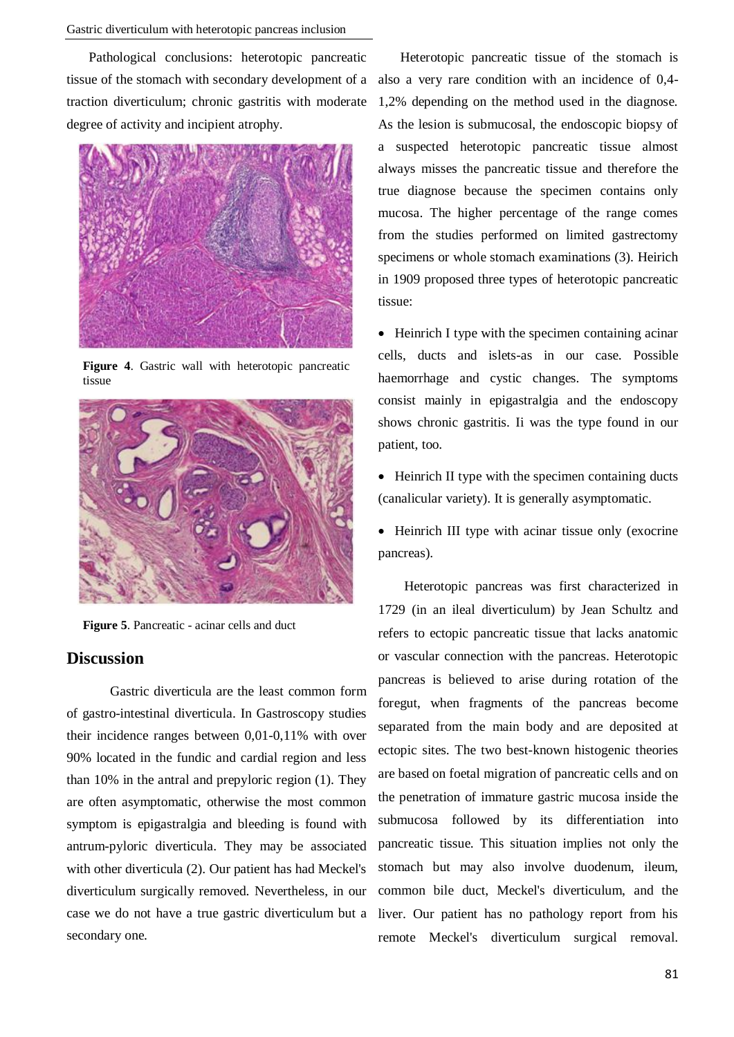Pathological conclusions: heterotopic pancreatic tissue of the stomach with secondary development of a traction diverticulum; chronic gastritis with moderate degree of activity and incipient atrophy.

**Figure 4**. Gastric wall with heterotopic pancreatic tissue

**Figure 5**. Pancreatic - acinar cells and duct

## Discussion

Gastric diverticula are the least common form of gastro-intestinal diverticula. In Gastroscopy studies their incidence ranges between 0,01-0,11% with over 90% located in the fundic and cardial region and less than 10% in the antral and prepyloric region (1). They are often asymptomatic, otherwise the most common symptom is epigastralgia and bleeding is found with antrum-pyloric diverticula. They may be associated with other diverticula (2). Our patient has had Meckel's diverticulum surgically removed. Nevertheless, in our case we do not have a true gastric diverticulum but a secondary one.

Heterotopic pancreatic tissue of the stomach is also a very rare condition with an incidence of 0,4-1,2% depending on the method used in the diagnose. As the lesion is submucosal, the endoscopic biopsy of a suspected heterotopic pancreatic tissue almost always misses the pancreatic tissue and therefore the true diagnose because the specimen contains only mucosa. The higher percentage of the range comes from the studies performed on limited gastrectomy specimens or whole stomach examinations (3). Heirich in 1909 proposed three types of heterotopic pancreatic tissue:

- Heinrich I type with the specimen containing acinar cells, ducts and islets-as in our case. Possible haemorrhage and cystic changes. The symptoms consist mainly in epigastralgia and the endoscopy shows chronic gastritis. Ii was the type found in our patient, too.
- Heinrich II type with the specimen containing ducts (canalicular variety). It is generally asymptomatic.
- Heinrich III type with acinar tissue only (exocrine pancreas).

Heterotopic pancreas was first characterized in 1729 (in an ileal diverticulum) by Jean Schultz and refers to ectopic pancreatic tissue that lacks anatomic or vascular connection with the pancreas. Heterotopic pancreas is believed to arise during rotation of the foregut, when fragments of the pancreas become separated from the main body and are deposited at ectopic sites. The two best-known histogenic theories are based on foetal migration of pancreatic cells and on the penetration of immature gastric mucosa inside the submucosa followed by its differentiation into pancreatic tissue. This situation implies not only the stomach but may also involve duodenum, ileum, common bile duct, Meckel's diverticulum, and the liver. Our patient has no pathology report from his remote Meckel's diverticulum surgical removal.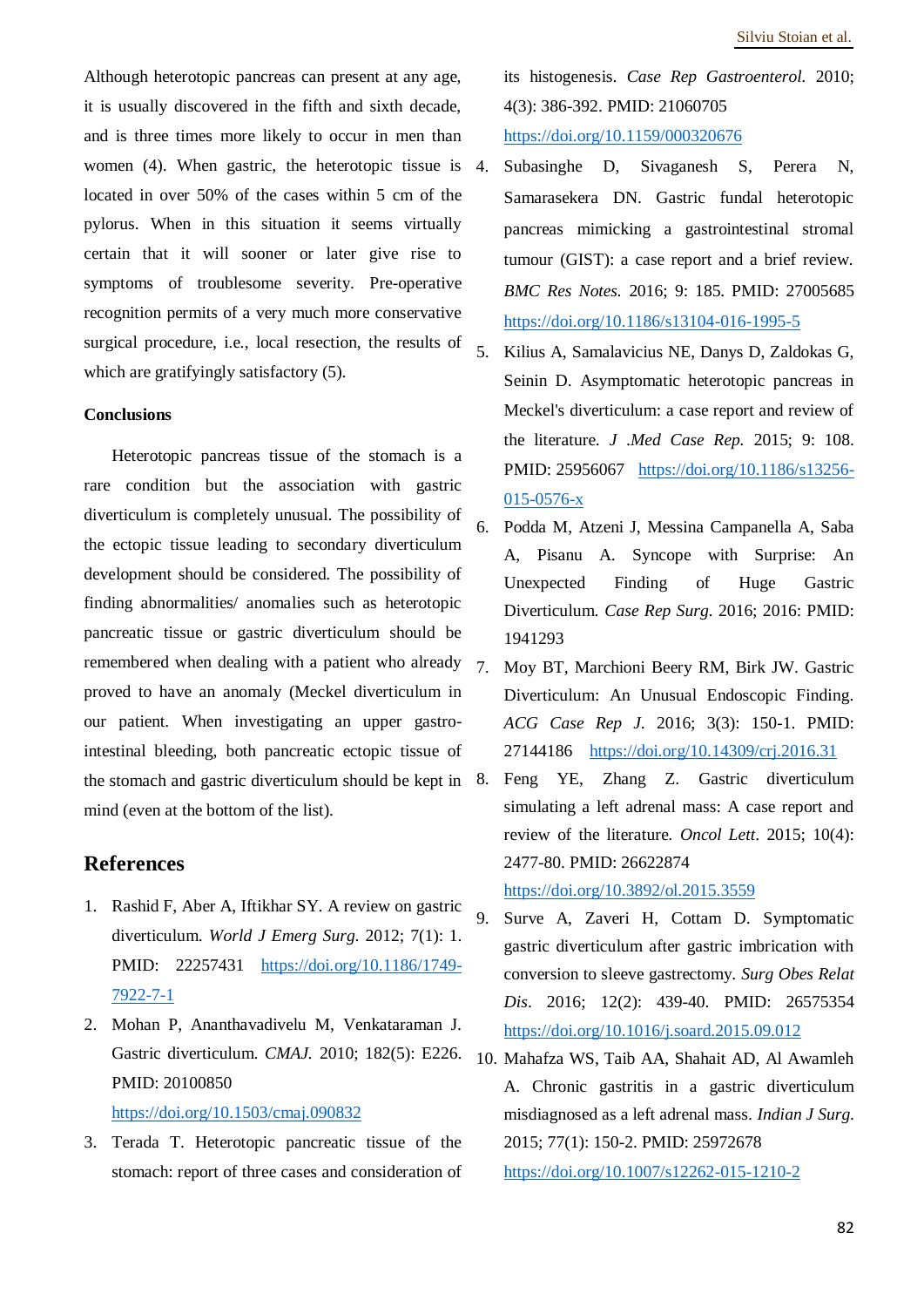Although heterotopic pancreas can present at any age, it is usually discovered in the fifth and sixth decade, and is three times more likely to occur in men than women (4). When gastric, the heterotopic tissue is located in over 50% of the cases within 5 cm of the pylorus. When in this situation it seems virtually certain that it will sooner or later give rise to symptoms of troublesome severity. Pre-operative recognition permits of a very much more conservative surgical procedure, i.e., local resection, the results of which are gratifyingly satisfactory (5).

**Conclusions**

Heterotopic pancreas tissue of the stomach is a rare condition but the association with gastric diverticulum is completely unusual. The possibility of the ectopic tissue leading to secondary diverticulum development should be considered. The possibility of finding abnormalities/ anomalies such as heterotopic pancreatic tissue or gastric diverticulum should be remembered when dealing with a patient who already proved to have an anomaly (Meckel diverticulum in our patient. When investigating an upper gastro-intestinal bleeding, both pancreatic ectopic tissue of the stomach and gastric diverticulum should be kept in mind (even at the bottom of the list).

## References

1. Rashid F, Aber A, Iftikhar SY. A review on gastric diverticulum. *World J Emerg Surg.* 2012; 7(1): 1. PMID: 22257431 https://doi.org/10.1186/1749-7922-7-1
2. Mohan P, Ananthavadivelu M, Venkataraman J. Gastric diverticulum. *CMAJ.* 2010; 182(5): E226. PMID: 20100850 https://doi.org/10.1503/cmaj.090832
3. Terada T. Heterotopic pancreatic tissue of the stomach: report of three cases and consideration of its histogenesis. *Case Rep Gastroenterol.* 2010; 4(3): 386-392. PMID: 21060705 https://doi.org/10.1159/000320676
4. Subasinghe D, Sivaganesh S, Perera N, Samarasekera DN. Gastric fundal heterotopic pancreas mimicking a gastrointestinal stromal tumour (GIST): a case report and a brief review. *BMC Res Notes.* 2016; 9: 185. PMID: 27005685 https://doi.org/10.1186/s13104-016-1995-5
5. Kilius A, Samalavicius NE, Danys D, Zaldokas G, Seinin D. Asymptomatic heterotopic pancreas in Meckel's diverticulum: a case report and review of the literature. *J .Med Case Rep.* 2015; 9: 108. PMID: 25956067 https://doi.org/10.1186/s13256-015-0576-x
6. Podda M, Atzeni J, Messina Campanella A, Saba A, Pisanu A. Syncope with Surprise: An Unexpected Finding of Huge Gastric Diverticulum. *Case Rep Surg.* 2016; 2016: PMID: 1941293
7. Moy BT, Marchioni Beery RM, Birk JW. Gastric Diverticulum: An Unusual Endoscopic Finding. *ACG Case Rep J.* 2016; 3(3): 150-1. PMID: 27144186 https://doi.org/10.14309/crj.2016.31
8. Feng YE, Zhang Z. Gastric diverticulum simulating a left adrenal mass: A case report and review of the literature. *Oncol Lett.* 2015; 10(4): 2477-80. PMID: 26622874 https://doi.org/10.3892/ol.2015.3559
9. Surve A, Zaveri H, Cottam D. Symptomatic gastric diverticulum after gastric imbrication with conversion to sleeve gastrectomy. *Surg Obes Relat Dis.* 2016; 12(2): 439-40. PMID: 26575354 https://doi.org/10.1016/j.soard.2015.09.012
10. Mahafza WS, Taib AA, Shahait AD, Al Awamleh A. Chronic gastritis in a gastric diverticulum misdiagnosed as a left adrenal mass. *Indian J Surg.* 2015; 77(1): 150-2. PMID: 25972678 https://doi.org/10.1007/s12262-015-1210-2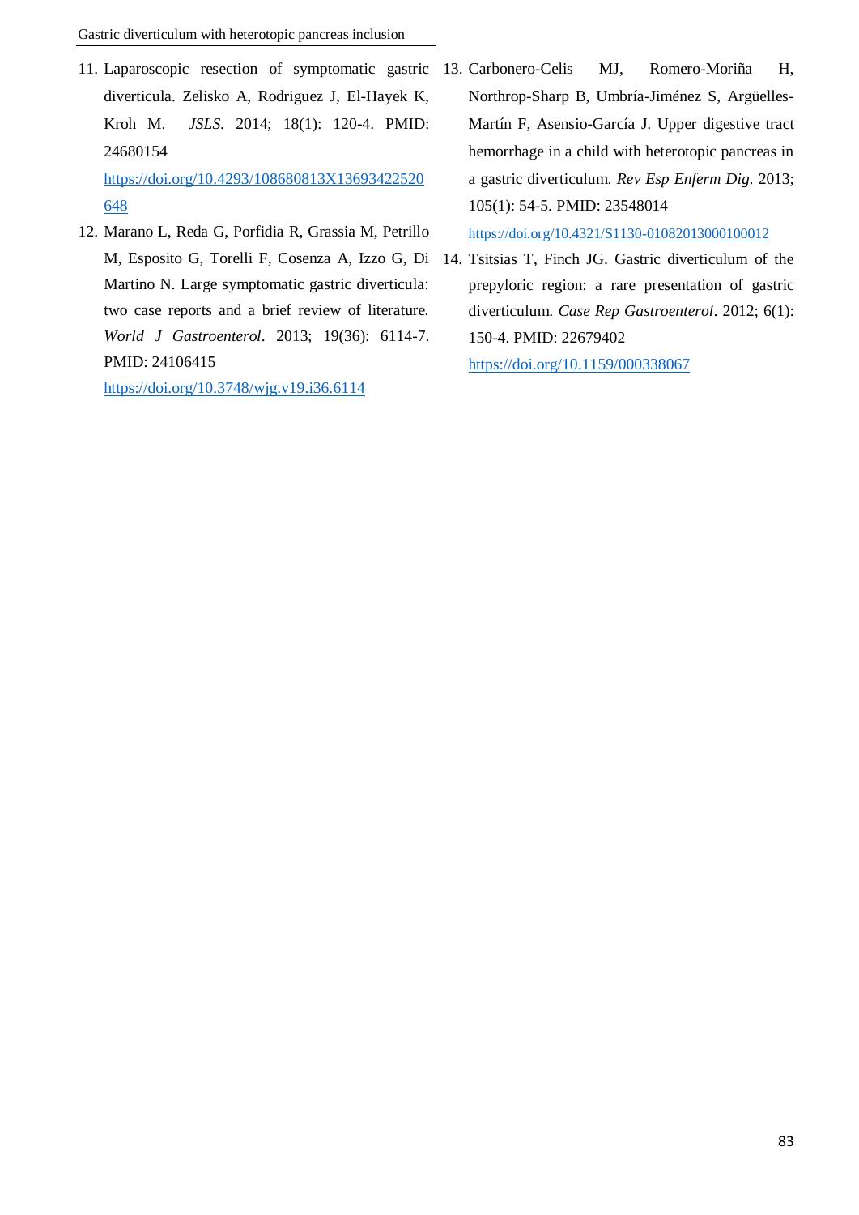11. Laparoscopic resection of symptomatic gastric diverticula. Zelisko A, Rodriguez J, El-Hayek K, Kroh M. *JSLS*. 2014; 18(1): 120-4. PMID: 24680154 https://doi.org/10.4293/108680813X13693422520648
12. Marano L, Reda G, Porfidia R, Grassia M, Petrillo M, Esposito G, Torelli F, Cosenza A, Izzo G, Di Martino N. Large symptomatic gastric diverticula: two case reports and a brief review of literature. *World J Gastroenterol*. 2013; 19(36): 6114-7. PMID: 24106415 https://doi.org/10.3748/wjg.v19.i36.6114
13. Carbonero-Celis MJ, Romero-Moriña H, Northrop-Sharp B, Umbría-Jiménez S, Argüelles-Martín F, Asensio-García J. Upper digestive tract hemorrhage in a child with heterotopic pancreas in a gastric diverticulum. *Rev Esp Enferm Dig*. 2013; 105(1): 54-5. PMID: 23548014 https://doi.org/10.4321/S1130-01082013000100012
14. Tsitsias T, Finch JG. Gastric diverticulum of the prepyloric region: a rare presentation of gastric diverticulum. *Case Rep Gastroenterol*. 2012; 6(1): 150-4. PMID: 22679402 https://doi.org/10.1159/000338067